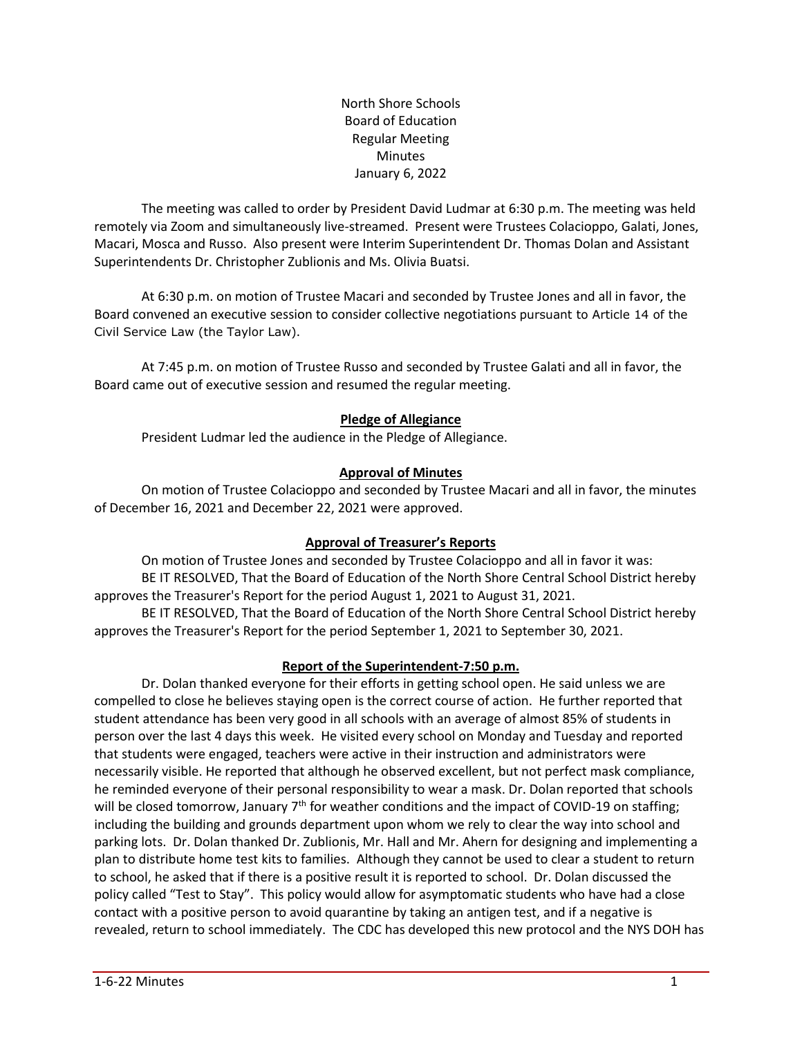North Shore Schools
Board of Education
Regular Meeting
Minutes
January 6, 2022

The meeting was called to order by President David Ludmar at 6:30 p.m. The meeting was held remotely via Zoom and simultaneously live-streamed. Present were Trustees Colacioppo, Galati, Jones, Macari, Mosca and Russo. Also present were Interim Superintendent Dr. Thomas Dolan and Assistant Superintendents Dr. Christopher Zublionis and Ms. Olivia Buatsi.

At 6:30 p.m. on motion of Trustee Macari and seconded by Trustee Jones and all in favor, the Board convened an executive session to consider collective negotiations pursuant to Article 14 of the Civil Service Law (the Taylor Law).

At 7:45 p.m. on motion of Trustee Russo and seconded by Trustee Galati and all in favor, the Board came out of executive session and resumed the regular meeting.

## Pledge of Allegiance

President Ludmar led the audience in the Pledge of Allegiance.

## Approval of Minutes

On motion of Trustee Colacioppo and seconded by Trustee Macari and all in favor, the minutes of December 16, 2021 and December 22, 2021 were approved.

## Approval of Treasurer's Reports

On motion of Trustee Jones and seconded by Trustee Colacioppo and all in favor it was:

BE IT RESOLVED, That the Board of Education of the North Shore Central School District hereby approves the Treasurer's Report for the period August 1, 2021 to August 31, 2021.

BE IT RESOLVED, That the Board of Education of the North Shore Central School District hereby approves the Treasurer's Report for the period September 1, 2021 to September 30, 2021.

## Report of the Superintendent-7:50 p.m.

Dr. Dolan thanked everyone for their efforts in getting school open. He said unless we are compelled to close he believes staying open is the correct course of action. He further reported that student attendance has been very good in all schools with an average of almost 85% of students in person over the last 4 days this week. He visited every school on Monday and Tuesday and reported that students were engaged, teachers were active in their instruction and administrators were necessarily visible. He reported that although he observed excellent, but not perfect mask compliance, he reminded everyone of their personal responsibility to wear a mask. Dr. Dolan reported that schools will be closed tomorrow, January 7th for weather conditions and the impact of COVID-19 on staffing; including the building and grounds department upon whom we rely to clear the way into school and parking lots. Dr. Dolan thanked Dr. Zublionis, Mr. Hall and Mr. Ahern for designing and implementing a plan to distribute home test kits to families. Although they cannot be used to clear a student to return to school, he asked that if there is a positive result it is reported to school. Dr. Dolan discussed the policy called "Test to Stay". This policy would allow for asymptomatic students who have had a close contact with a positive person to avoid quarantine by taking an antigen test, and if a negative is revealed, return to school immediately. The CDC has developed this new protocol and the NYS DOH has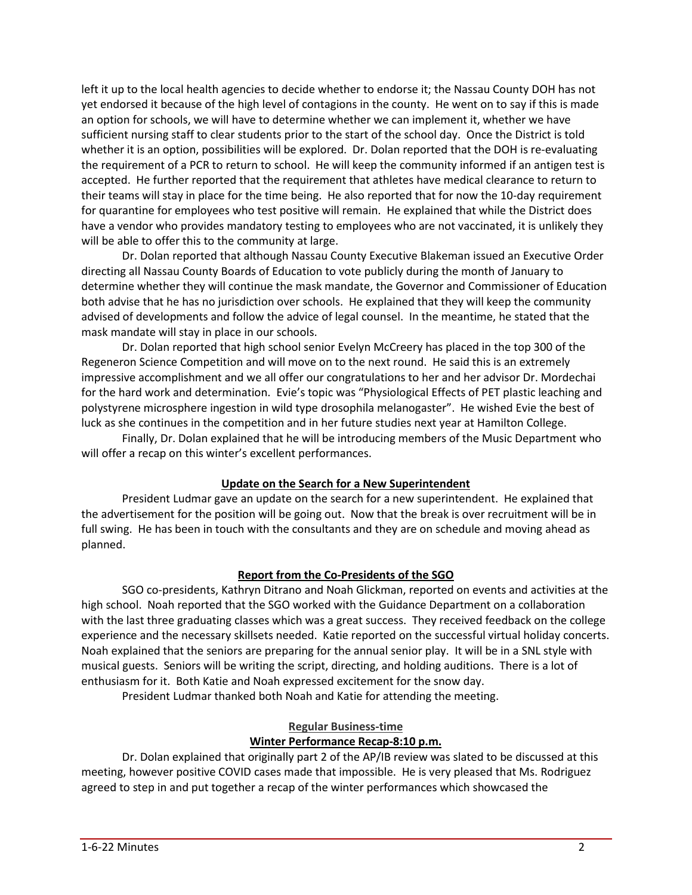left it up to the local health agencies to decide whether to endorse it; the Nassau County DOH has not yet endorsed it because of the high level of contagions in the county. He went on to say if this is made an option for schools, we will have to determine whether we can implement it, whether we have sufficient nursing staff to clear students prior to the start of the school day. Once the District is told whether it is an option, possibilities will be explored. Dr. Dolan reported that the DOH is re-evaluating the requirement of a PCR to return to school. He will keep the community informed if an antigen test is accepted. He further reported that the requirement that athletes have medical clearance to return to their teams will stay in place for the time being. He also reported that for now the 10-day requirement for quarantine for employees who test positive will remain. He explained that while the District does have a vendor who provides mandatory testing to employees who are not vaccinated, it is unlikely they will be able to offer this to the community at large.

Dr. Dolan reported that although Nassau County Executive Blakeman issued an Executive Order directing all Nassau County Boards of Education to vote publicly during the month of January to determine whether they will continue the mask mandate, the Governor and Commissioner of Education both advise that he has no jurisdiction over schools. He explained that they will keep the community advised of developments and follow the advice of legal counsel. In the meantime, he stated that the mask mandate will stay in place in our schools.

Dr. Dolan reported that high school senior Evelyn McCreery has placed in the top 300 of the Regeneron Science Competition and will move on to the next round. He said this is an extremely impressive accomplishment and we all offer our congratulations to her and her advisor Dr. Mordechai for the hard work and determination. Evie's topic was "Physiological Effects of PET plastic leaching and polystyrene microsphere ingestion in wild type drosophila melanogaster". He wished Evie the best of luck as she continues in the competition and in her future studies next year at Hamilton College.

Finally, Dr. Dolan explained that he will be introducing members of the Music Department who will offer a recap on this winter's excellent performances.

**Update on the Search for a New Superintendent**

President Ludmar gave an update on the search for a new superintendent. He explained that the advertisement for the position will be going out. Now that the break is over recruitment will be in full swing. He has been in touch with the consultants and they are on schedule and moving ahead as planned.

**Report from the Co-Presidents of the SGO**

SGO co-presidents, Kathryn Ditrano and Noah Glickman, reported on events and activities at the high school. Noah reported that the SGO worked with the Guidance Department on a collaboration with the last three graduating classes which was a great success. They received feedback on the college experience and the necessary skillsets needed. Katie reported on the successful virtual holiday concerts. Noah explained that the seniors are preparing for the annual senior play. It will be in a SNL style with musical guests. Seniors will be writing the script, directing, and holding auditions. There is a lot of enthusiasm for it. Both Katie and Noah expressed excitement for the snow day.

President Ludmar thanked both Noah and Katie for attending the meeting.

**Regular Business-time**

**Winter Performance Recap-8:10 p.m.**

Dr. Dolan explained that originally part 2 of the AP/IB review was slated to be discussed at this meeting, however positive COVID cases made that impossible. He is very pleased that Ms. Rodriguez agreed to step in and put together a recap of the winter performances which showcased the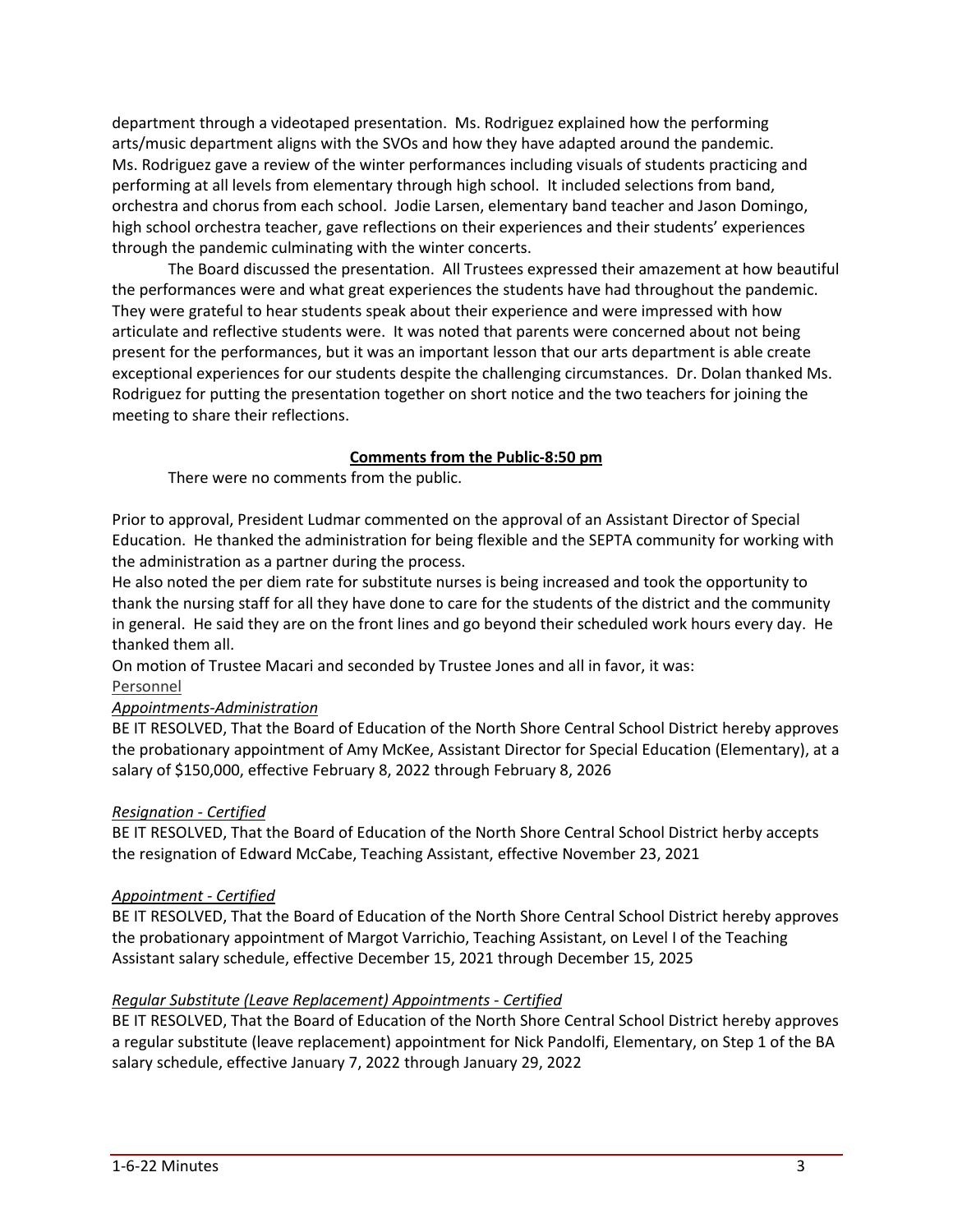department through a videotaped presentation. Ms. Rodriguez explained how the performing arts/music department aligns with the SVOs and how they have adapted around the pandemic. Ms. Rodriguez gave a review of the winter performances including visuals of students practicing and performing at all levels from elementary through high school. It included selections from band, orchestra and chorus from each school. Jodie Larsen, elementary band teacher and Jason Domingo, high school orchestra teacher, gave reflections on their experiences and their students' experiences through the pandemic culminating with the winter concerts.

The Board discussed the presentation. All Trustees expressed their amazement at how beautiful the performances were and what great experiences the students have had throughout the pandemic. They were grateful to hear students speak about their experience and were impressed with how articulate and reflective students were. It was noted that parents were concerned about not being present for the performances, but it was an important lesson that our arts department is able create exceptional experiences for our students despite the challenging circumstances. Dr. Dolan thanked Ms. Rodriguez for putting the presentation together on short notice and the two teachers for joining the meeting to share their reflections.

**Comments from the Public-8:50 pm**

There were no comments from the public.

Prior to approval, President Ludmar commented on the approval of an Assistant Director of Special Education. He thanked the administration for being flexible and the SEPTA community for working with the administration as a partner during the process.

He also noted the per diem rate for substitute nurses is being increased and took the opportunity to thank the nursing staff for all they have done to care for the students of the district and the community in general. He said they are on the front lines and go beyond their scheduled work hours every day. He thanked them all.

On motion of Trustee Macari and seconded by Trustee Jones and all in favor, it was:

Personnel

*Appointments-Administration*

BE IT RESOLVED, That the Board of Education of the North Shore Central School District hereby approves the probationary appointment of Amy McKee, Assistant Director for Special Education (Elementary), at a salary of $150,000, effective February 8, 2022 through February 8, 2026

*Resignation - Certified*

BE IT RESOLVED, That the Board of Education of the North Shore Central School District herby accepts the resignation of Edward McCabe, Teaching Assistant, effective November 23, 2021

*Appointment - Certified*

BE IT RESOLVED, That the Board of Education of the North Shore Central School District hereby approves the probationary appointment of Margot Varrichio, Teaching Assistant, on Level I of the Teaching Assistant salary schedule, effective December 15, 2021 through December 15, 2025

*Regular Substitute (Leave Replacement) Appointments - Certified*

BE IT RESOLVED, That the Board of Education of the North Shore Central School District hereby approves a regular substitute (leave replacement) appointment for Nick Pandolfi, Elementary, on Step 1 of the BA salary schedule, effective January 7, 2022 through January 29, 2022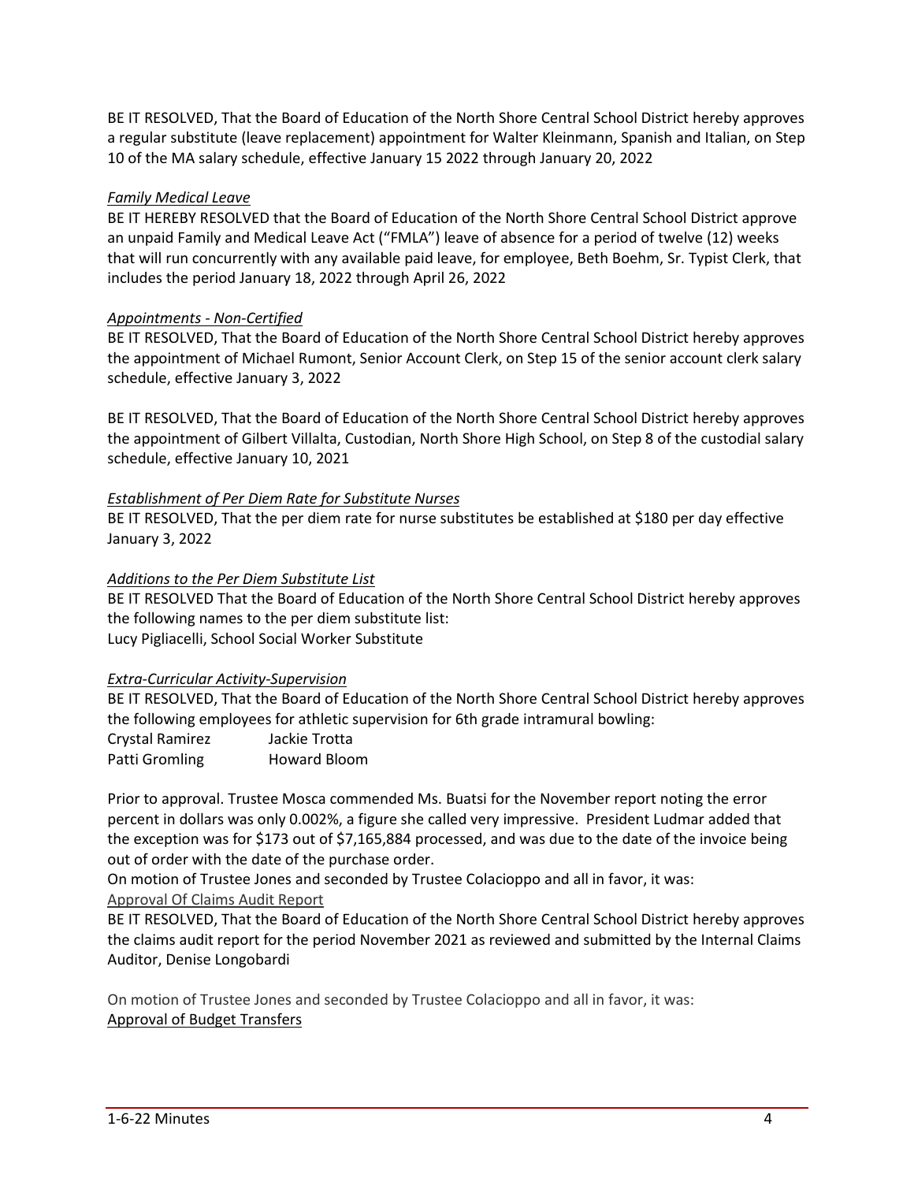BE IT RESOLVED, That the Board of Education of the North Shore Central School District hereby approves a regular substitute (leave replacement) appointment for Walter Kleinmann, Spanish and Italian, on Step 10 of the MA salary schedule, effective January 15 2022 through January 20, 2022

*Family Medical Leave*

BE IT HEREBY RESOLVED that the Board of Education of the North Shore Central School District approve an unpaid Family and Medical Leave Act ("FMLA") leave of absence for a period of twelve (12) weeks that will run concurrently with any available paid leave, for employee, Beth Boehm, Sr. Typist Clerk, that includes the period January 18, 2022 through April 26, 2022

*Appointments - Non-Certified*

BE IT RESOLVED, That the Board of Education of the North Shore Central School District hereby approves the appointment of Michael Rumont, Senior Account Clerk, on Step 15 of the senior account clerk salary schedule, effective January 3, 2022

BE IT RESOLVED, That the Board of Education of the North Shore Central School District hereby approves the appointment of Gilbert Villalta, Custodian, North Shore High School, on Step 8 of the custodial salary schedule, effective January 10, 2021

*Establishment of Per Diem Rate for Substitute Nurses*

BE IT RESOLVED, That the per diem rate for nurse substitutes be established at $180 per day effective January 3, 2022

*Additions to the Per Diem Substitute List*

BE IT RESOLVED That the Board of Education of the North Shore Central School District hereby approves the following names to the per diem substitute list:
Lucy Pigliacelli, School Social Worker Substitute

*Extra-Curricular Activity-Supervision*

BE IT RESOLVED, That the Board of Education of the North Shore Central School District hereby approves the following employees for athletic supervision for 6th grade intramural bowling:

| | |
|---|---|
| Crystal Ramirez | Jackie Trotta |
| Patti Gromling | Howard Bloom |

Prior to approval. Trustee Mosca commended Ms. Buatsi for the November report noting the error percent in dollars was only 0.002%, a figure she called very impressive. President Ludmar added that the exception was for $173 out of $7,165,884 processed, and was due to the date of the invoice being out of order with the date of the purchase order.

On motion of Trustee Jones and seconded by Trustee Colacioppo and all in favor, it was:

Approval Of Claims Audit Report

BE IT RESOLVED, That the Board of Education of the North Shore Central School District hereby approves the claims audit report for the period November 2021 as reviewed and submitted by the Internal Claims Auditor, Denise Longobardi

On motion of Trustee Jones and seconded by Trustee Colacioppo and all in favor, it was:

Approval of Budget Transfers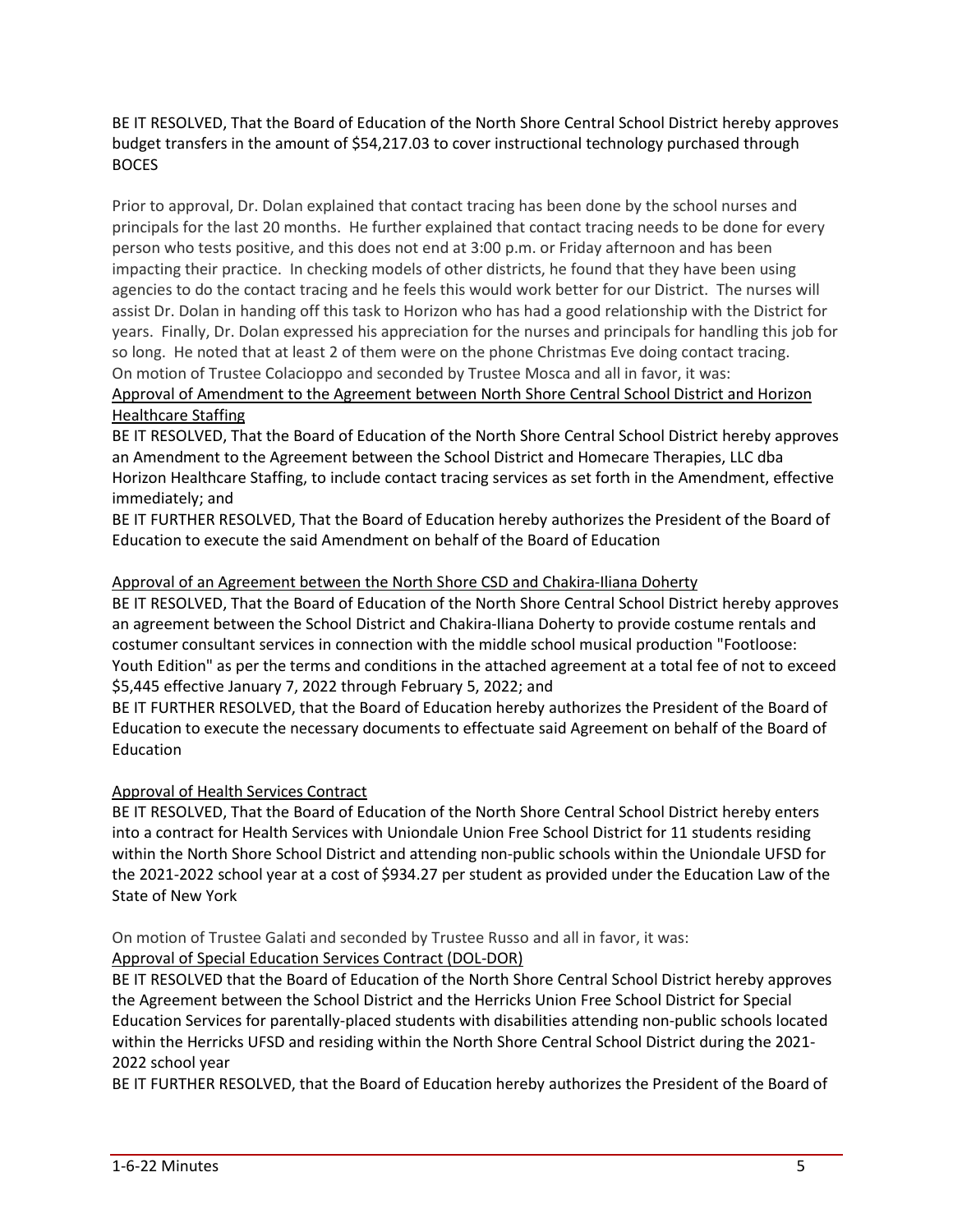BE IT RESOLVED, That the Board of Education of the North Shore Central School District hereby approves budget transfers in the amount of $54,217.03 to cover instructional technology purchased through BOCES

Prior to approval, Dr. Dolan explained that contact tracing has been done by the school nurses and principals for the last 20 months. He further explained that contact tracing needs to be done for every person who tests positive, and this does not end at 3:00 p.m. or Friday afternoon and has been impacting their practice. In checking models of other districts, he found that they have been using agencies to do the contact tracing and he feels this would work better for our District. The nurses will assist Dr. Dolan in handing off this task to Horizon who has had a good relationship with the District for years. Finally, Dr. Dolan expressed his appreciation for the nurses and principals for handling this job for so long. He noted that at least 2 of them were on the phone Christmas Eve doing contact tracing.
On motion of Trustee Colacioppo and seconded by Trustee Mosca and all in favor, it was:

<u>Approval of Amendment to the Agreement between North Shore Central School District and Horizon Healthcare Staffing</u>

BE IT RESOLVED, That the Board of Education of the North Shore Central School District hereby approves an Amendment to the Agreement between the School District and Homecare Therapies, LLC dba Horizon Healthcare Staffing, to include contact tracing services as set forth in the Amendment, effective immediately; and

BE IT FURTHER RESOLVED, That the Board of Education hereby authorizes the President of the Board of Education to execute the said Amendment on behalf of the Board of Education

<u>Approval of an Agreement between the North Shore CSD and Chakira-Iliana Doherty</u>

BE IT RESOLVED, That the Board of Education of the North Shore Central School District hereby approves an agreement between the School District and Chakira-Iliana Doherty to provide costume rentals and costumer consultant services in connection with the middle school musical production "Footloose: Youth Edition" as per the terms and conditions in the attached agreement at a total fee of not to exceed $5,445 effective January 7, 2022 through February 5, 2022; and

BE IT FURTHER RESOLVED, that the Board of Education hereby authorizes the President of the Board of Education to execute the necessary documents to effectuate said Agreement on behalf of the Board of Education

<u>Approval of Health Services Contract</u>

BE IT RESOLVED, That the Board of Education of the North Shore Central School District hereby enters into a contract for Health Services with Uniondale Union Free School District for 11 students residing within the North Shore School District and attending non-public schools within the Uniondale UFSD for the 2021-2022 school year at a cost of $934.27 per student as provided under the Education Law of the State of New York

On motion of Trustee Galati and seconded by Trustee Russo and all in favor, it was:

<u>Approval of Special Education Services Contract (DOL-DOR)</u>

BE IT RESOLVED that the Board of Education of the North Shore Central School District hereby approves the Agreement between the School District and the Herricks Union Free School District for Special Education Services for parentally-placed students with disabilities attending non-public schools located within the Herricks UFSD and residing within the North Shore Central School District during the 2021-2022 school year

BE IT FURTHER RESOLVED, that the Board of Education hereby authorizes the President of the Board of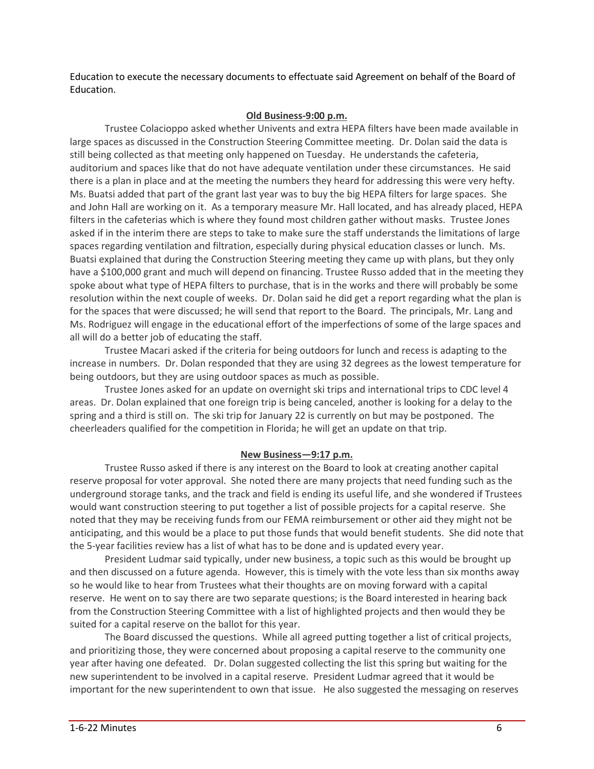Education to execute the necessary documents to effectuate said Agreement on behalf of the Board of Education.

**Old Business-9:00 p.m.**

Trustee Colacioppo asked whether Univents and extra HEPA filters have been made available in large spaces as discussed in the Construction Steering Committee meeting. Dr. Dolan said the data is still being collected as that meeting only happened on Tuesday. He understands the cafeteria, auditorium and spaces like that do not have adequate ventilation under these circumstances. He said there is a plan in place and at the meeting the numbers they heard for addressing this were very hefty. Ms. Buatsi added that part of the grant last year was to buy the big HEPA filters for large spaces. She and John Hall are working on it. As a temporary measure Mr. Hall located, and has already placed, HEPA filters in the cafeterias which is where they found most children gather without masks. Trustee Jones asked if in the interim there are steps to take to make sure the staff understands the limitations of large spaces regarding ventilation and filtration, especially during physical education classes or lunch. Ms. Buatsi explained that during the Construction Steering meeting they came up with plans, but they only have a $100,000 grant and much will depend on financing. Trustee Russo added that in the meeting they spoke about what type of HEPA filters to purchase, that is in the works and there will probably be some resolution within the next couple of weeks. Dr. Dolan said he did get a report regarding what the plan is for the spaces that were discussed; he will send that report to the Board. The principals, Mr. Lang and Ms. Rodriguez will engage in the educational effort of the imperfections of some of the large spaces and all will do a better job of educating the staff.

Trustee Macari asked if the criteria for being outdoors for lunch and recess is adapting to the increase in numbers. Dr. Dolan responded that they are using 32 degrees as the lowest temperature for being outdoors, but they are using outdoor spaces as much as possible.

Trustee Jones asked for an update on overnight ski trips and international trips to CDC level 4 areas. Dr. Dolan explained that one foreign trip is being canceled, another is looking for a delay to the spring and a third is still on. The ski trip for January 22 is currently on but may be postponed. The cheerleaders qualified for the competition in Florida; he will get an update on that trip.

**New Business—9:17 p.m.**

Trustee Russo asked if there is any interest on the Board to look at creating another capital reserve proposal for voter approval. She noted there are many projects that need funding such as the underground storage tanks, and the track and field is ending its useful life, and she wondered if Trustees would want construction steering to put together a list of possible projects for a capital reserve. She noted that they may be receiving funds from our FEMA reimbursement or other aid they might not be anticipating, and this would be a place to put those funds that would benefit students. She did note that the 5-year facilities review has a list of what has to be done and is updated every year.

President Ludmar said typically, under new business, a topic such as this would be brought up and then discussed on a future agenda. However, this is timely with the vote less than six months away so he would like to hear from Trustees what their thoughts are on moving forward with a capital reserve. He went on to say there are two separate questions; is the Board interested in hearing back from the Construction Steering Committee with a list of highlighted projects and then would they be suited for a capital reserve on the ballot for this year.

The Board discussed the questions. While all agreed putting together a list of critical projects, and prioritizing those, they were concerned about proposing a capital reserve to the community one year after having one defeated. Dr. Dolan suggested collecting the list this spring but waiting for the new superintendent to be involved in a capital reserve. President Ludmar agreed that it would be important for the new superintendent to own that issue. He also suggested the messaging on reserves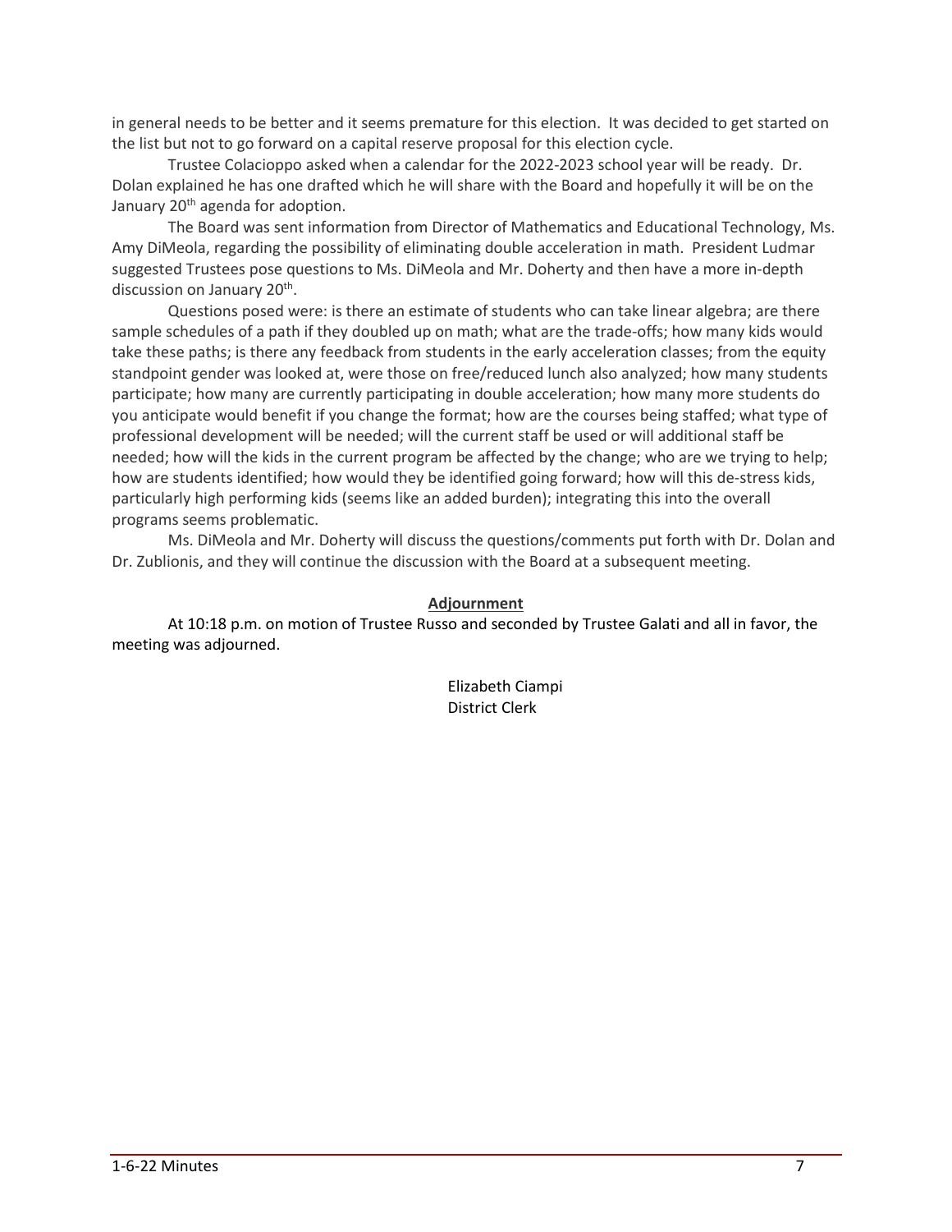in general needs to be better and it seems premature for this election. It was decided to get started on the list but not to go forward on a capital reserve proposal for this election cycle.

Trustee Colacioppo asked when a calendar for the 2022-2023 school year will be ready. Dr. Dolan explained he has one drafted which he will share with the Board and hopefully it will be on the January 20th agenda for adoption.

The Board was sent information from Director of Mathematics and Educational Technology, Ms. Amy DiMeola, regarding the possibility of eliminating double acceleration in math. President Ludmar suggested Trustees pose questions to Ms. DiMeola and Mr. Doherty and then have a more in-depth discussion on January 20th.

Questions posed were: is there an estimate of students who can take linear algebra; are there sample schedules of a path if they doubled up on math; what are the trade-offs; how many kids would take these paths; is there any feedback from students in the early acceleration classes; from the equity standpoint gender was looked at, were those on free/reduced lunch also analyzed; how many students participate; how many are currently participating in double acceleration; how many more students do you anticipate would benefit if you change the format; how are the courses being staffed; what type of professional development will be needed; will the current staff be used or will additional staff be needed; how will the kids in the current program be affected by the change; who are we trying to help; how are students identified; how would they be identified going forward; how will this de-stress kids, particularly high performing kids (seems like an added burden); integrating this into the overall programs seems problematic.

Ms. DiMeola and Mr. Doherty will discuss the questions/comments put forth with Dr. Dolan and Dr. Zublionis, and they will continue the discussion with the Board at a subsequent meeting.

## Adjournment

At 10:18 p.m. on motion of Trustee Russo and seconded by Trustee Galati and all in favor, the meeting was adjourned.

Elizabeth Ciampi
District Clerk